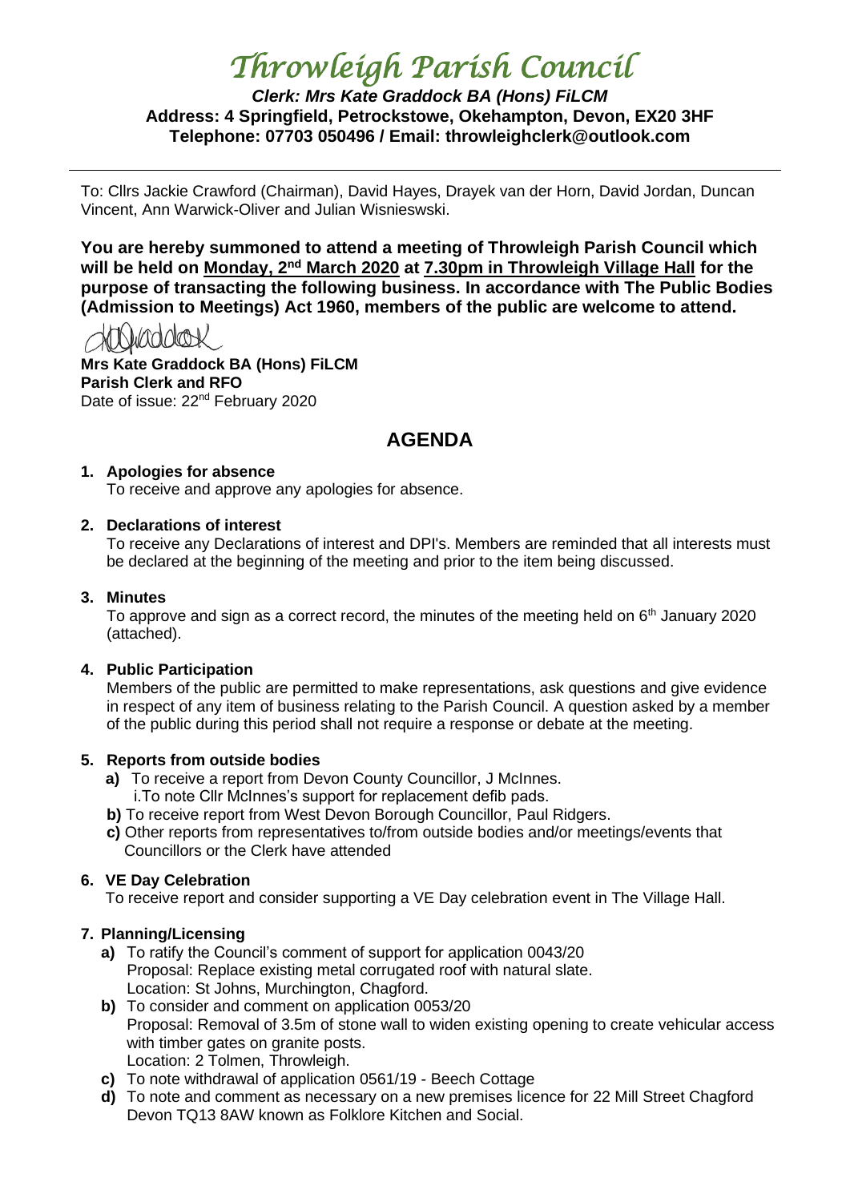# *Throwleigh Parish Council*

***Clerk: Mrs Kate Graddock BA (Hons) FiLCM***
**Address: 4 Springfield, Petrockstowe, Okehampton, Devon, EX20 3HF**
**Telephone: 07703 050496 / Email: throwleighclerk@outlook.com**

---

To: Cllrs Jackie Crawford (Chairman), David Hayes, Drayek van der Horn, David Jordan, Duncan Vincent, Ann Warwick-Oliver and Julian Wisnieswski.

**You are hereby summoned to attend a meeting of Throwleigh Parish Council which will be held on Monday, 2nd March 2020 at 7.30pm in Throwleigh Village Hall for the purpose of transacting the following business. In accordance with The Public Bodies (Admission to Meetings) Act 1960, members of the public are welcome to attend.**

**Mrs Kate Graddock BA (Hons) FiLCM**
**Parish Clerk and RFO**
Date of issue: 22nd February 2020

## AGENDA

**1. Apologies for absence**
To receive and approve any apologies for absence.

**2. Declarations of interest**
To receive any Declarations of interest and DPI's. Members are reminded that all interests must be declared at the beginning of the meeting and prior to the item being discussed.

**3. Minutes**
To approve and sign as a correct record, the minutes of the meeting held on 6th January 2020 (attached).

**4. Public Participation**
Members of the public are permitted to make representations, ask questions and give evidence in respect of any item of business relating to the Parish Council. A question asked by a member of the public during this period shall not require a response or debate at the meeting.

**5. Reports from outside bodies**
- **a)** To receive a report from Devon County Councillor, J McInnes.
  - i. To note Cllr McInnes's support for replacement defib pads.
- **b)** To receive report from West Devon Borough Councillor, Paul Ridgers.
- **c)** Other reports from representatives to/from outside bodies and/or meetings/events that Councillors or the Clerk have attended

**6. VE Day Celebration**
To receive report and consider supporting a VE Day celebration event in The Village Hall.

**7. Planning/Licensing**
- **a)** To ratify the Council's comment of support for application 0043/20
  Proposal: Replace existing metal corrugated roof with natural slate.
  Location: St Johns, Murchington, Chagford.
- **b)** To consider and comment on application 0053/20
  Proposal: Removal of 3.5m of stone wall to widen existing opening to create vehicular access with timber gates on granite posts.
  Location: 2 Tolmen, Throwleigh.
- **c)** To note withdrawal of application 0561/19 - Beech Cottage
- **d)** To note and comment as necessary on a new premises licence for 22 Mill Street Chagford Devon TQ13 8AW known as Folklore Kitchen and Social.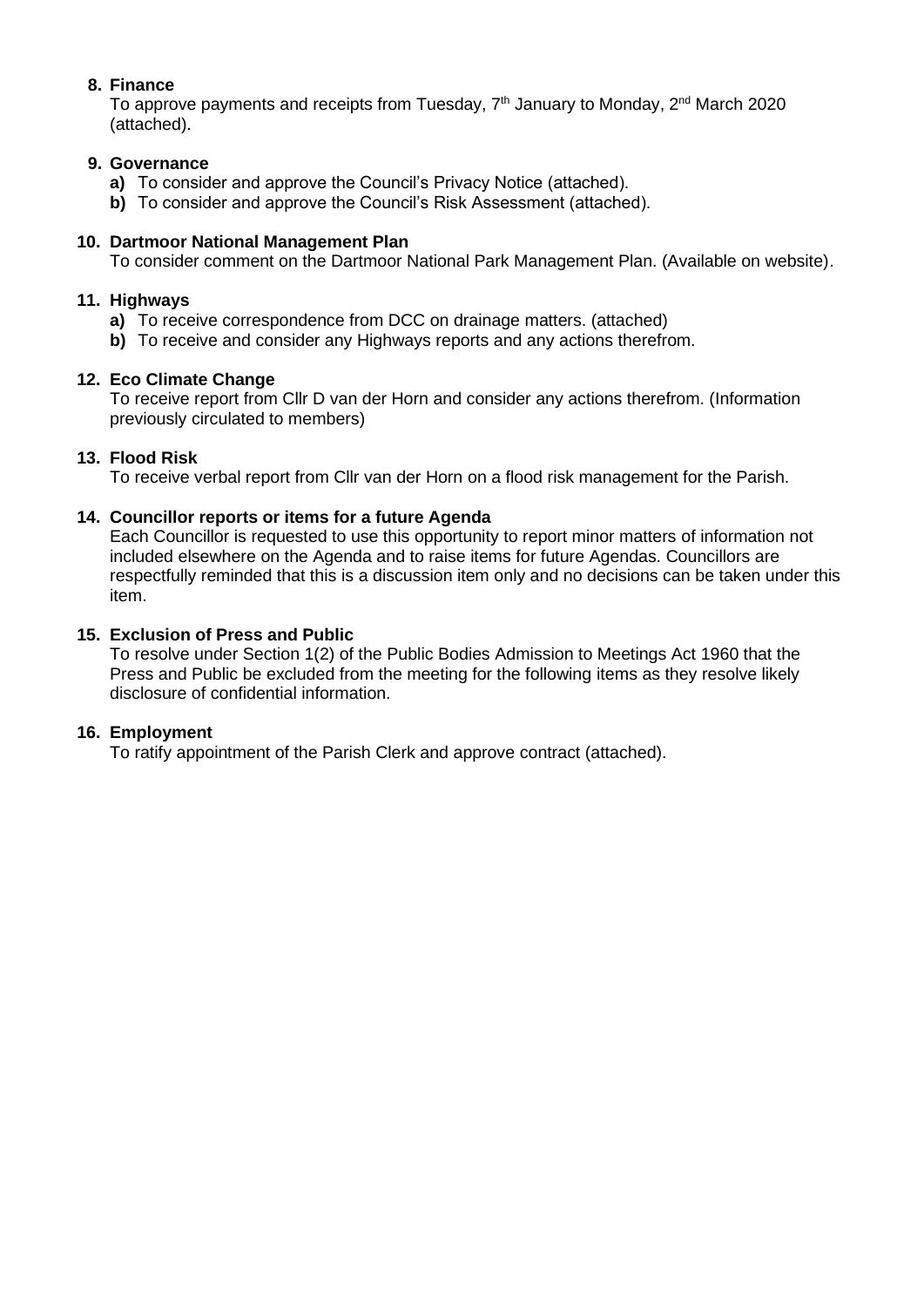**8. Finance**

To approve payments and receipts from Tuesday, 7th January to Monday, 2nd March 2020 (attached).

**9. Governance**

- **a)** To consider and approve the Council's Privacy Notice (attached).
- **b)** To consider and approve the Council's Risk Assessment (attached).

**10. Dartmoor National Management Plan**

To consider comment on the Dartmoor National Park Management Plan. (Available on website).

**11. Highways**

- **a)** To receive correspondence from DCC on drainage matters. (attached)
- **b)** To receive and consider any Highways reports and any actions therefrom.

**12. Eco Climate Change**

To receive report from Cllr D van der Horn and consider any actions therefrom. (Information previously circulated to members)

**13. Flood Risk**

To receive verbal report from Cllr van der Horn on a flood risk management for the Parish.

**14. Councillor reports or items for a future Agenda**

Each Councillor is requested to use this opportunity to report minor matters of information not included elsewhere on the Agenda and to raise items for future Agendas. Councillors are respectfully reminded that this is a discussion item only and no decisions can be taken under this item.

**15. Exclusion of Press and Public**

To resolve under Section 1(2) of the Public Bodies Admission to Meetings Act 1960 that the Press and Public be excluded from the meeting for the following items as they resolve likely disclosure of confidential information.

**16. Employment**

To ratify appointment of the Parish Clerk and approve contract (attached).